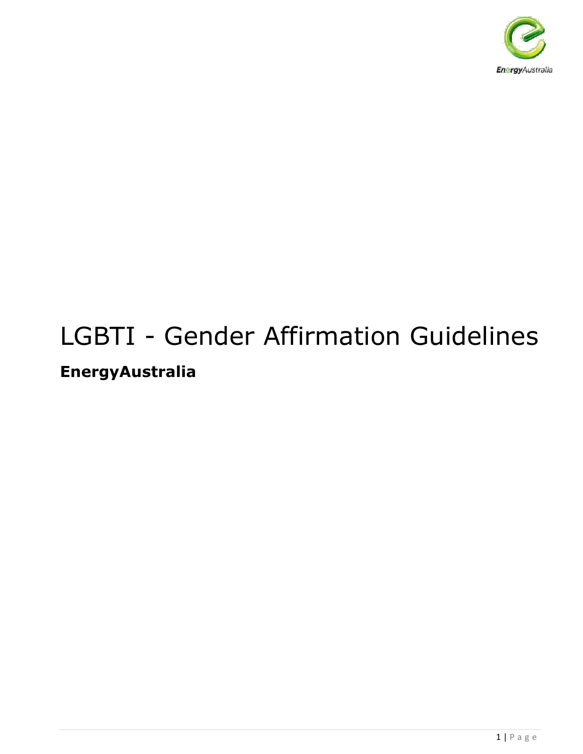# LGBTI - Gender Affirmation Guidelines

**EnergyAustralia**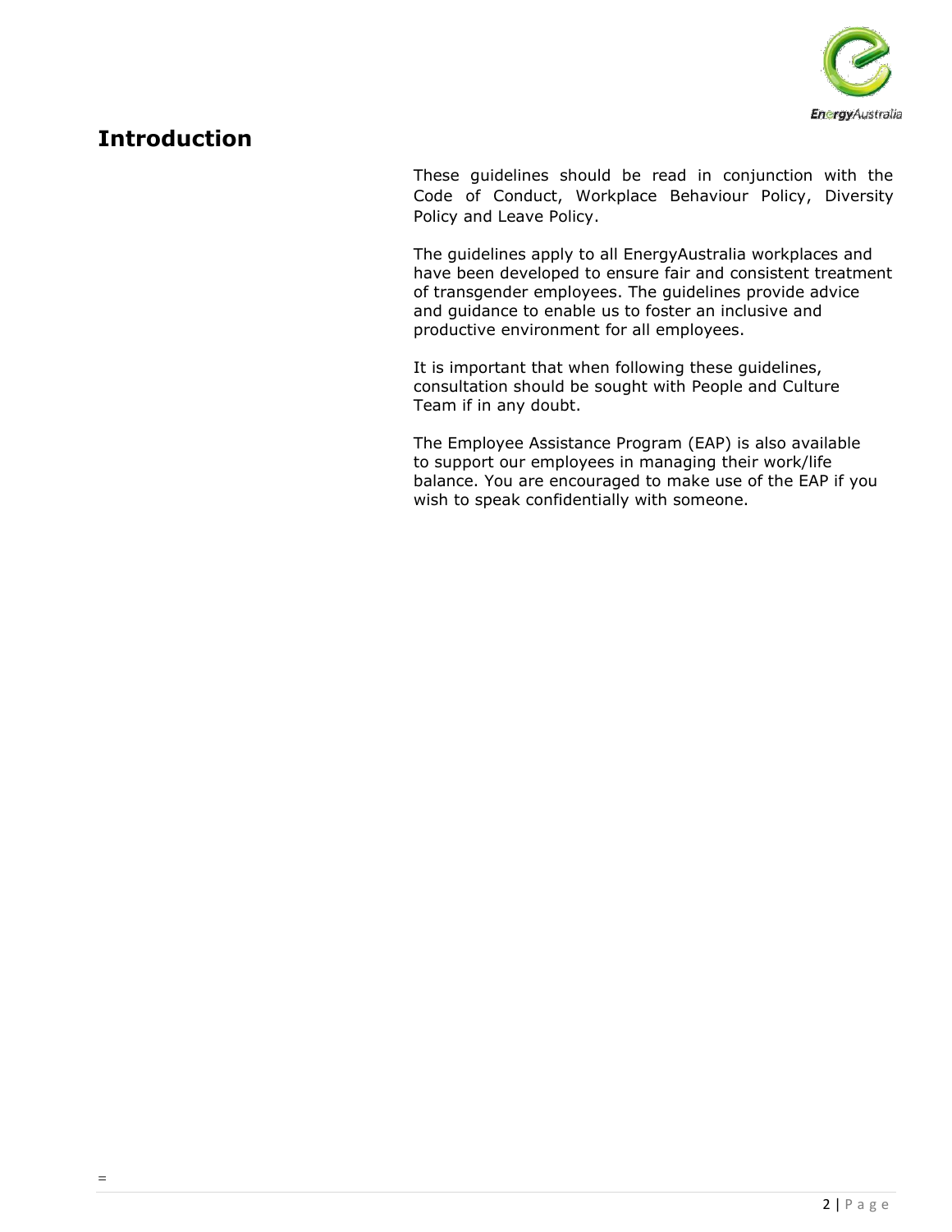# Introduction

These guidelines should be read in conjunction with the Code of Conduct, Workplace Behaviour Policy, Diversity Policy and Leave Policy.

The guidelines apply to all EnergyAustralia workplaces and have been developed to ensure fair and consistent treatment of transgender employees. The guidelines provide advice and guidance to enable us to foster an inclusive and productive environment for all employees.

It is important that when following these guidelines, consultation should be sought with People and Culture Team if in any doubt.

The Employee Assistance Program (EAP) is also available to support our employees in managing their work/life balance. You are encouraged to make use of the EAP if you wish to speak confidentially with someone.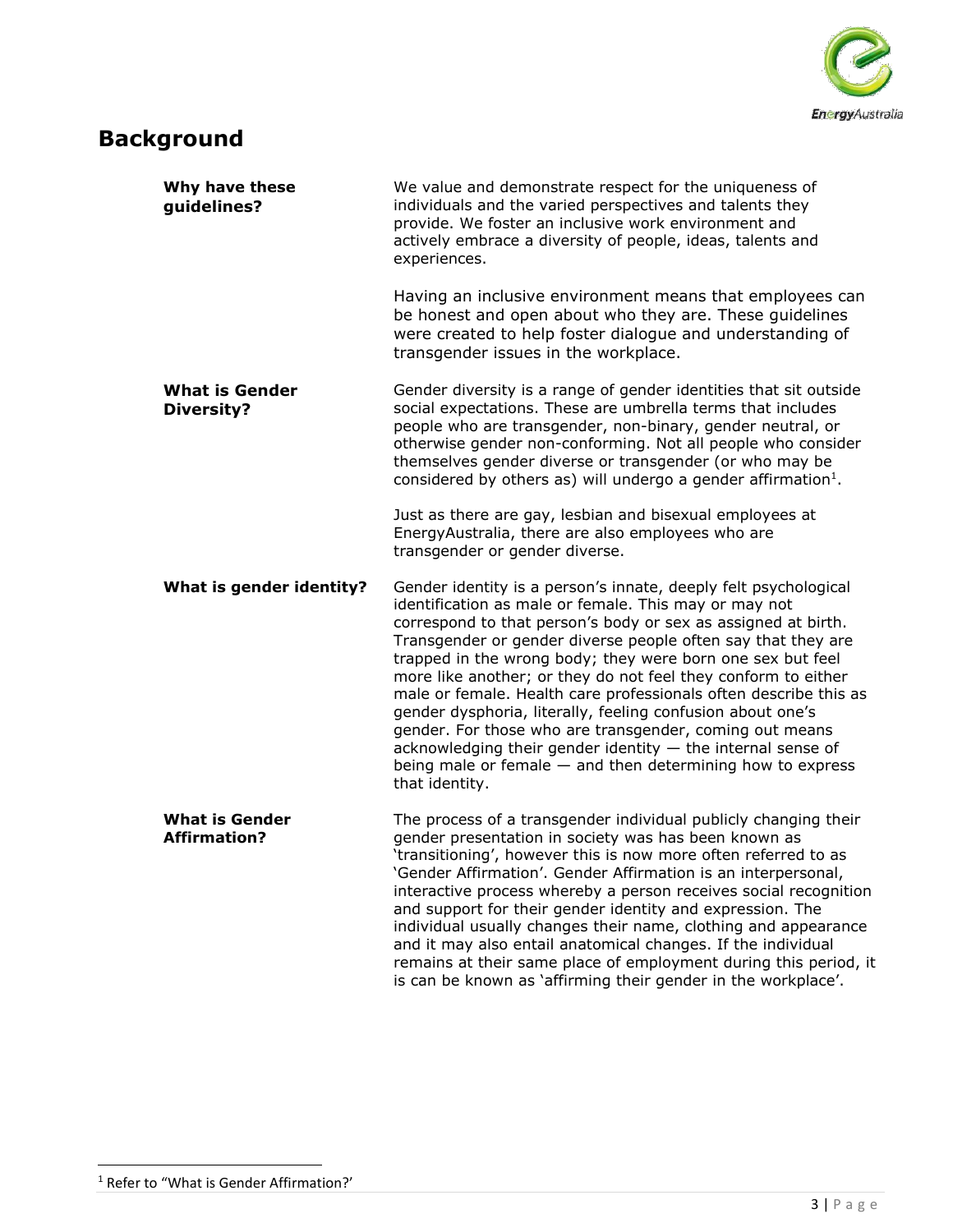## Background

**Why have these guidelines?**

We value and demonstrate respect for the uniqueness of individuals and the varied perspectives and talents they provide. We foster an inclusive work environment and actively embrace a diversity of people, ideas, talents and experiences.

Having an inclusive environment means that employees can be honest and open about who they are. These guidelines were created to help foster dialogue and understanding of transgender issues in the workplace.

**What is Gender Diversity?**

Gender diversity is a range of gender identities that sit outside social expectations. These are umbrella terms that includes people who are transgender, non-binary, gender neutral, or otherwise gender non-conforming. Not all people who consider themselves gender diverse or transgender (or who may be considered by others as) will undergo a gender affirmation[1].

Just as there are gay, lesbian and bisexual employees at EnergyAustralia, there are also employees who are transgender or gender diverse.

**What is gender identity?**

Gender identity is a person's innate, deeply felt psychological identification as male or female. This may or may not correspond to that person's body or sex as assigned at birth. Transgender or gender diverse people often say that they are trapped in the wrong body; they were born one sex but feel more like another; or they do not feel they conform to either male or female. Health care professionals often describe this as gender dysphoria, literally, feeling confusion about one's gender. For those who are transgender, coming out means acknowledging their gender identity — the internal sense of being male or female — and then determining how to express that identity.

**What is Gender Affirmation?**

The process of a transgender individual publicly changing their gender presentation in society was has been known as 'transitioning', however this is now more often referred to as 'Gender Affirmation'. Gender Affirmation is an interpersonal, interactive process whereby a person receives social recognition and support for their gender identity and expression. The individual usually changes their name, clothing and appearance and it may also entail anatomical changes. If the individual remains at their same place of employment during this period, it is can be known as 'affirming their gender in the workplace'.

---

[1] Refer to "What is Gender Affirmation?'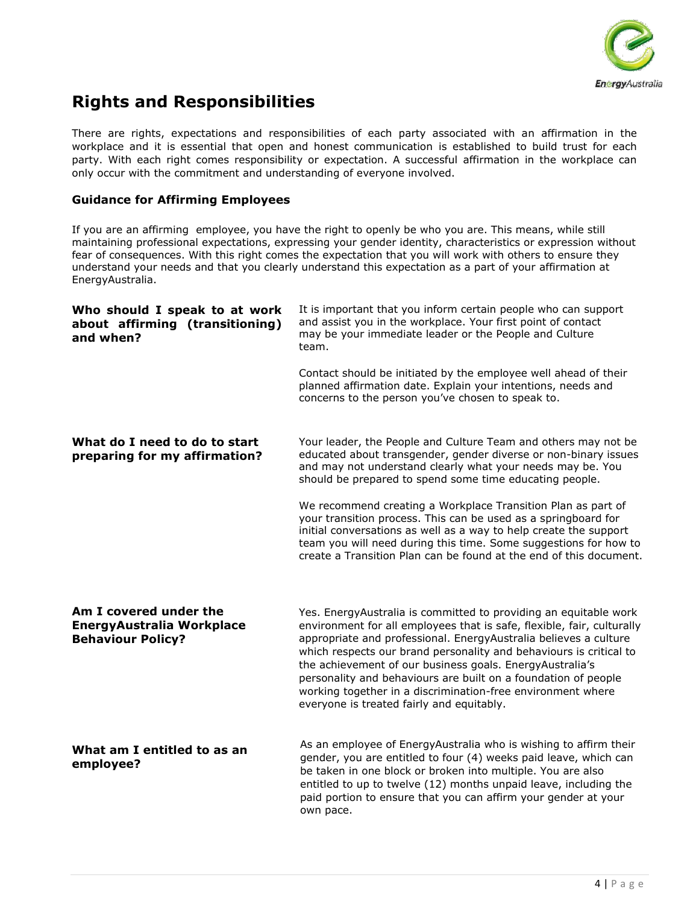## Rights and Responsibilities

There are rights, expectations and responsibilities of each party associated with an affirmation in the workplace and it is essential that open and honest communication is established to build trust for each party. With each right comes responsibility or expectation. A successful affirmation in the workplace can only occur with the commitment and understanding of everyone involved.

### Guidance for Affirming Employees

If you are an affirming employee, you have the right to openly be who you are. This means, while still maintaining professional expectations, expressing your gender identity, characteristics or expression without fear of consequences. With this right comes the expectation that you will work with others to ensure they understand your needs and that you clearly understand this expectation as a part of your affirmation at EnergyAustralia.

**Who should I speak to at work about affirming (transitioning) and when?**

It is important that you inform certain people who can support and assist you in the workplace. Your first point of contact may be your immediate leader or the People and Culture team.

Contact should be initiated by the employee well ahead of their planned affirmation date. Explain your intentions, needs and concerns to the person you've chosen to speak to.

**What do I need to do to start preparing for my affirmation?**

Your leader, the People and Culture Team and others may not be educated about transgender, gender diverse or non-binary issues and may not understand clearly what your needs may be. You should be prepared to spend some time educating people.

We recommend creating a Workplace Transition Plan as part of your transition process. This can be used as a springboard for initial conversations as well as a way to help create the support team you will need during this time. Some suggestions for how to create a Transition Plan can be found at the end of this document.

**Am I covered under the EnergyAustralia Workplace Behaviour Policy?**

Yes. EnergyAustralia is committed to providing an equitable work environment for all employees that is safe, flexible, fair, culturally appropriate and professional. EnergyAustralia believes a culture which respects our brand personality and behaviours is critical to the achievement of our business goals. EnergyAustralia's personality and behaviours are built on a foundation of people working together in a discrimination-free environment where everyone is treated fairly and equitably.

**What am I entitled to as an employee?**

As an employee of EnergyAustralia who is wishing to affirm their gender, you are entitled to four (4) weeks paid leave, which can be taken in one block or broken into multiple. You are also entitled to up to twelve (12) months unpaid leave, including the paid portion to ensure that you can affirm your gender at your own pace.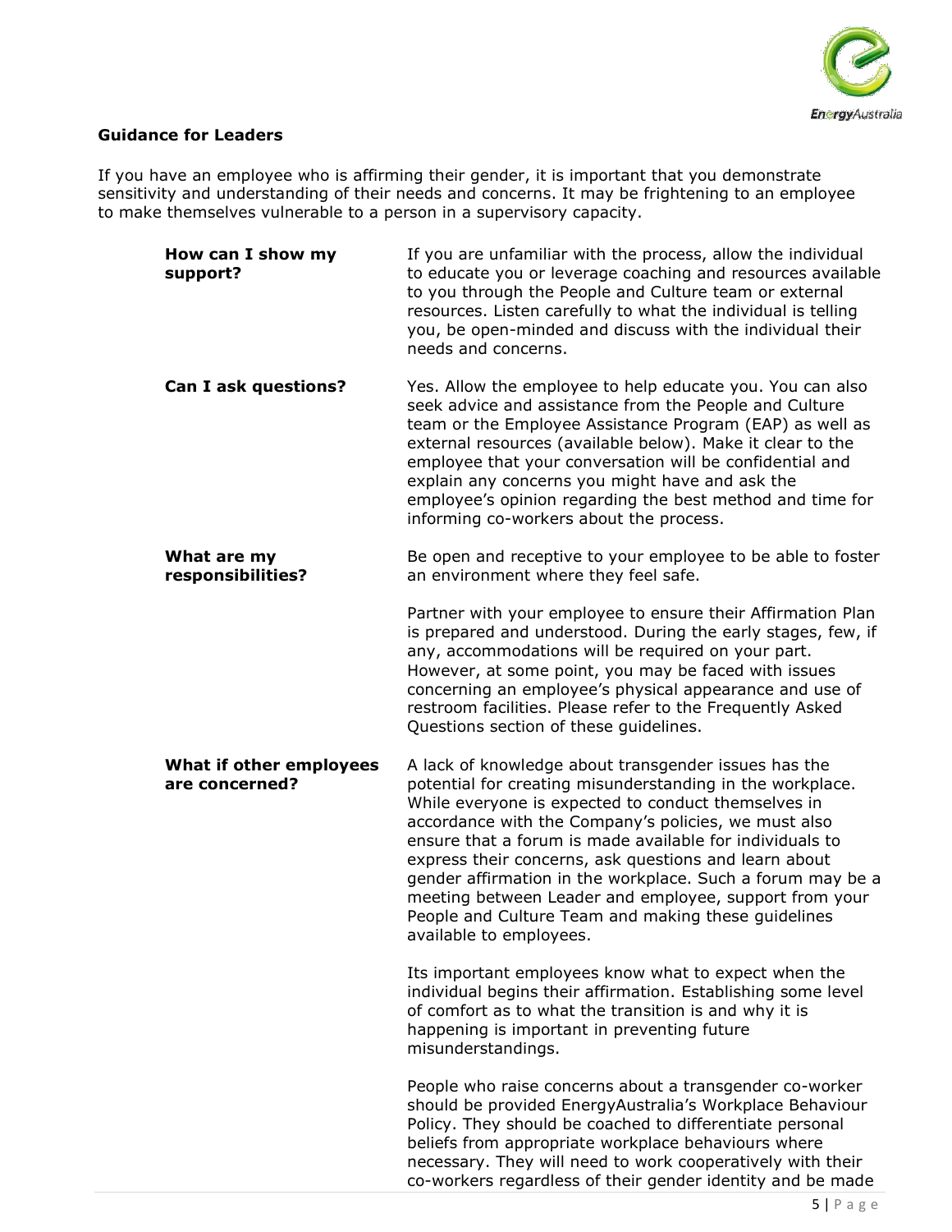**Guidance for Leaders**

If you have an employee who is affirming their gender, it is important that you demonstrate sensitivity and understanding of their needs and concerns. It may be frightening to an employee to make themselves vulnerable to a person in a supervisory capacity.

**How can I show my support?**

If you are unfamiliar with the process, allow the individual to educate you or leverage coaching and resources available to you through the People and Culture team or external resources. Listen carefully to what the individual is telling you, be open-minded and discuss with the individual their needs and concerns.

**Can I ask questions?**

Yes. Allow the employee to help educate you. You can also seek advice and assistance from the People and Culture team or the Employee Assistance Program (EAP) as well as external resources (available below). Make it clear to the employee that your conversation will be confidential and explain any concerns you might have and ask the employee's opinion regarding the best method and time for informing co-workers about the process.

**What are my responsibilities?**

Be open and receptive to your employee to be able to foster an environment where they feel safe.

Partner with your employee to ensure their Affirmation Plan is prepared and understood. During the early stages, few, if any, accommodations will be required on your part. However, at some point, you may be faced with issues concerning an employee's physical appearance and use of restroom facilities. Please refer to the Frequently Asked Questions section of these guidelines.

**What if other employees are concerned?**

A lack of knowledge about transgender issues has the potential for creating misunderstanding in the workplace. While everyone is expected to conduct themselves in accordance with the Company's policies, we must also ensure that a forum is made available for individuals to express their concerns, ask questions and learn about gender affirmation in the workplace. Such a forum may be a meeting between Leader and employee, support from your People and Culture Team and making these guidelines available to employees.

Its important employees know what to expect when the individual begins their affirmation. Establishing some level of comfort as to what the transition is and why it is happening is important in preventing future misunderstandings.

People who raise concerns about a transgender co-worker should be provided EnergyAustralia's Workplace Behaviour Policy. They should be coached to differentiate personal beliefs from appropriate workplace behaviours where necessary. They will need to work cooperatively with their co-workers regardless of their gender identity and be made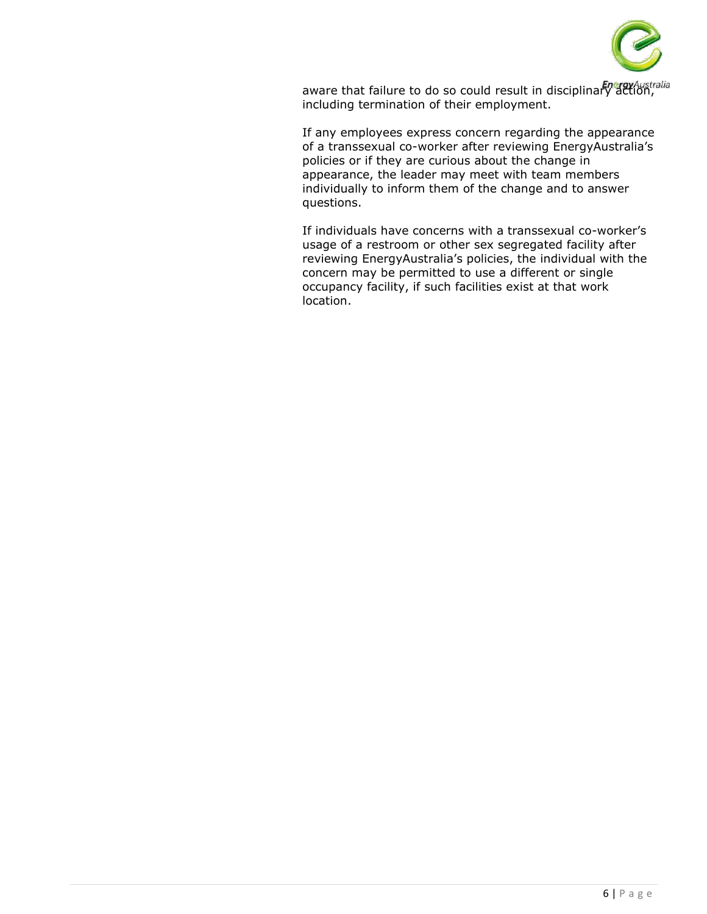aware that failure to do so could result in disciplinary action, including termination of their employment.

If any employees express concern regarding the appearance of a transsexual co-worker after reviewing EnergyAustralia's policies or if they are curious about the change in appearance, the leader may meet with team members individually to inform them of the change and to answer questions.

If individuals have concerns with a transsexual co-worker's usage of a restroom or other sex segregated facility after reviewing EnergyAustralia's policies, the individual with the concern may be permitted to use a different or single occupancy facility, if such facilities exist at that work location.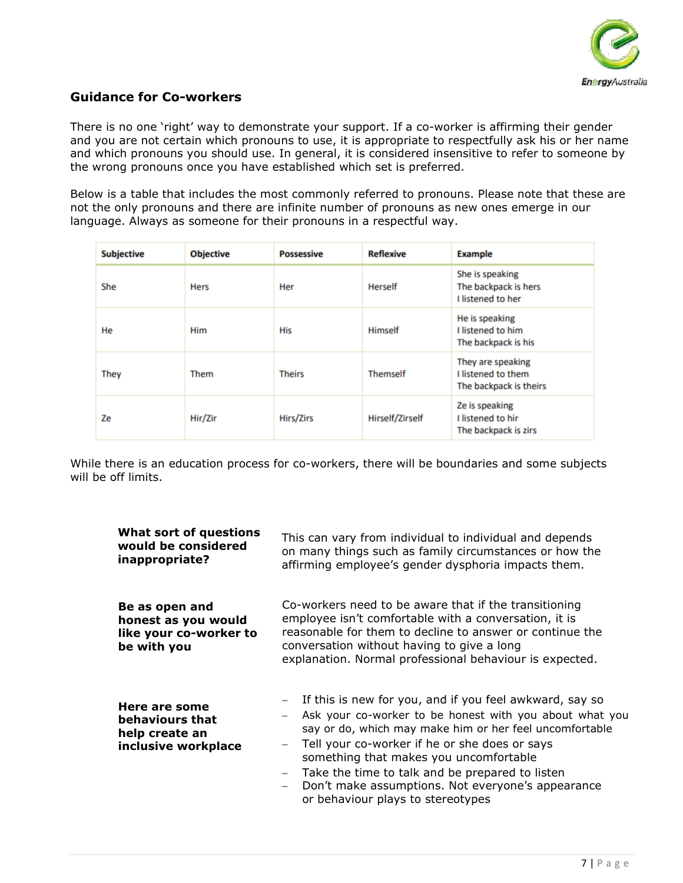## Guidance for Co-workers

There is no one 'right' way to demonstrate your support. If a co-worker is affirming their gender and you are not certain which pronouns to use, it is appropriate to respectfully ask his or her name and which pronouns you should use. In general, it is considered insensitive to refer to someone by the wrong pronouns once you have established which set is preferred.

Below is a table that includes the most commonly referred to pronouns. Please note that these are not the only pronouns and there are infinite number of pronouns as new ones emerge in our language. Always as someone for their pronouns in a respectful way.

| Subjective | Objective | Possessive | Reflexive | Example |
|---|---|---|---|---|
| She | Hers | Her | Herself | She is speaking<br>The backpack is hers<br>I listened to her |
| He | Him | His | Himself | He is speaking<br>I listened to him<br>The backpack is his |
| They | Them | Theirs | Themself | They are speaking<br>I listened to them<br>The backpack is theirs |
| Ze | Hir/Zir | Hirs/Zirs | Hirself/Zirself | Ze is speaking<br>I listened to hir<br>The backpack is zirs |

While there is an education process for co-workers, there will be boundaries and some subjects will be off limits.

**What sort of questions would be considered inappropriate?**

This can vary from individual to individual and depends on many things such as family circumstances or how the affirming employee's gender dysphoria impacts them.

**Be as open and honest as you would like your co-worker to be with you**

Co-workers need to be aware that if the transitioning employee isn't comfortable with a conversation, it is reasonable for them to decline to answer or continue the conversation without having to give a long explanation. Normal professional behaviour is expected.

**Here are some behaviours that help create an inclusive workplace**

- If this is new for you, and if you feel awkward, say so
- Ask your co-worker to be honest with you about what you say or do, which may make him or her feel uncomfortable
- Tell your co-worker if he or she does or says something that makes you uncomfortable
- Take the time to talk and be prepared to listen
- Don't make assumptions. Not everyone's appearance or behaviour plays to stereotypes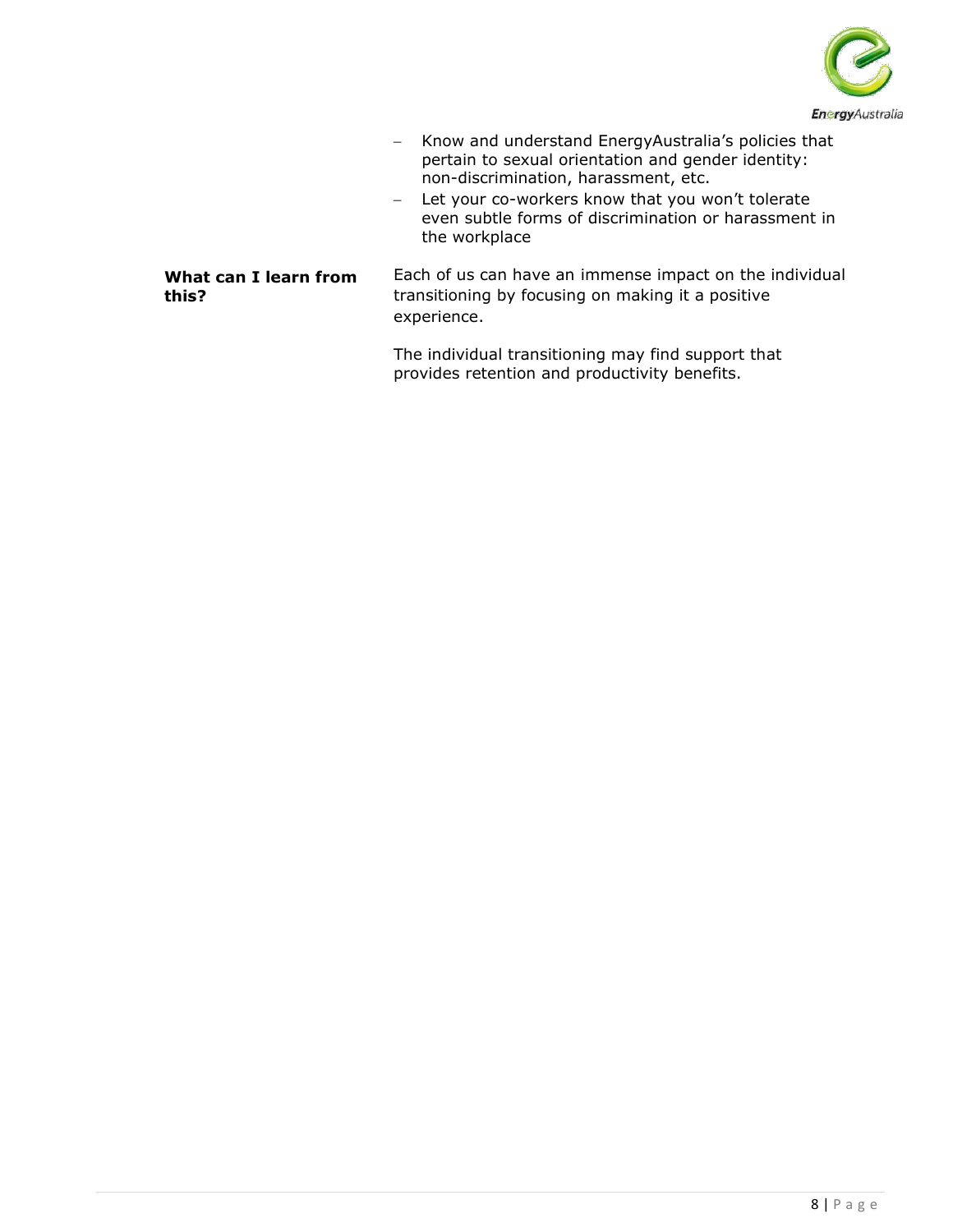- Know and understand EnergyAustralia's policies that pertain to sexual orientation and gender identity: non-discrimination, harassment, etc.
- Let your co-workers know that you won't tolerate even subtle forms of discrimination or harassment in the workplace

**What can I learn from this?**

Each of us can have an immense impact on the individual transitioning by focusing on making it a positive experience.

The individual transitioning may find support that provides retention and productivity benefits.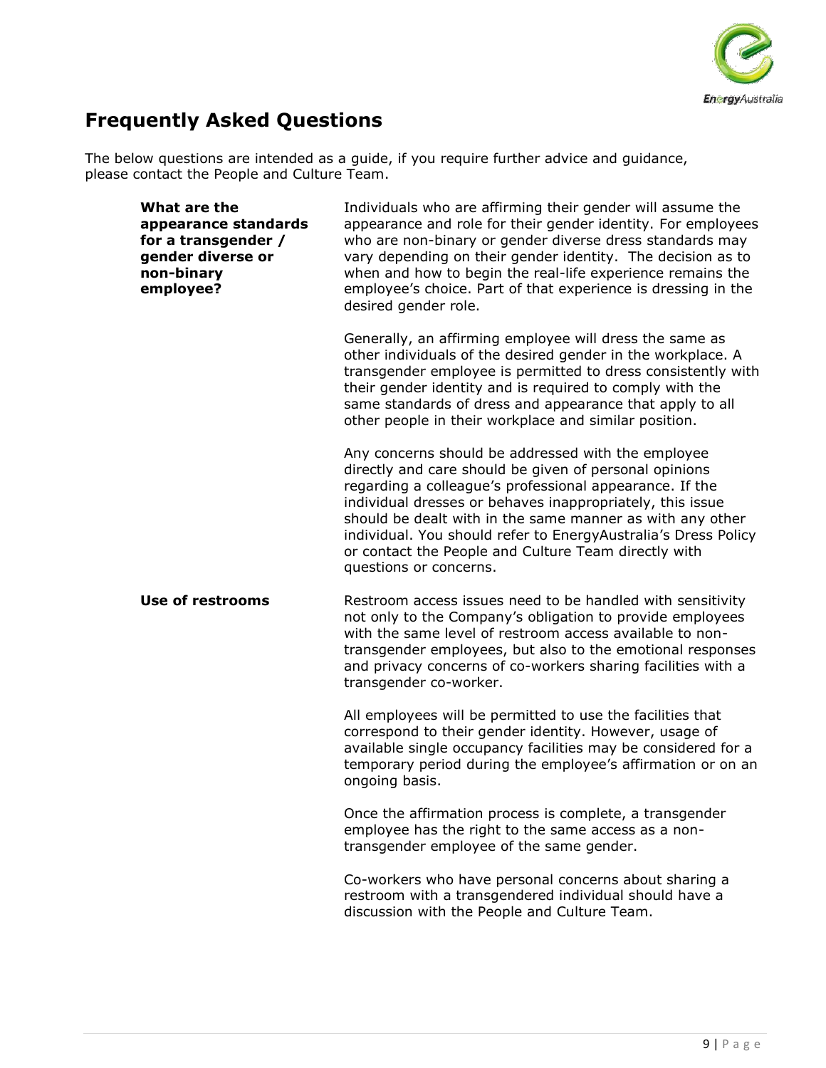## Frequently Asked Questions

The below questions are intended as a guide, if you require further advice and guidance, please contact the People and Culture Team.

**What are the appearance standards for a transgender / gender diverse or non-binary employee?**

Individuals who are affirming their gender will assume the appearance and role for their gender identity. For employees who are non-binary or gender diverse dress standards may vary depending on their gender identity. The decision as to when and how to begin the real-life experience remains the employee's choice. Part of that experience is dressing in the desired gender role.

Generally, an affirming employee will dress the same as other individuals of the desired gender in the workplace. A transgender employee is permitted to dress consistently with their gender identity and is required to comply with the same standards of dress and appearance that apply to all other people in their workplace and similar position.

Any concerns should be addressed with the employee directly and care should be given of personal opinions regarding a colleague's professional appearance. If the individual dresses or behaves inappropriately, this issue should be dealt with in the same manner as with any other individual. You should refer to EnergyAustralia's Dress Policy or contact the People and Culture Team directly with questions or concerns.

**Use of restrooms**

Restroom access issues need to be handled with sensitivity not only to the Company's obligation to provide employees with the same level of restroom access available to non-transgender employees, but also to the emotional responses and privacy concerns of co-workers sharing facilities with a transgender co-worker.

All employees will be permitted to use the facilities that correspond to their gender identity. However, usage of available single occupancy facilities may be considered for a temporary period during the employee's affirmation or on an ongoing basis.

Once the affirmation process is complete, a transgender employee has the right to the same access as a non-transgender employee of the same gender.

Co-workers who have personal concerns about sharing a restroom with a transgendered individual should have a discussion with the People and Culture Team.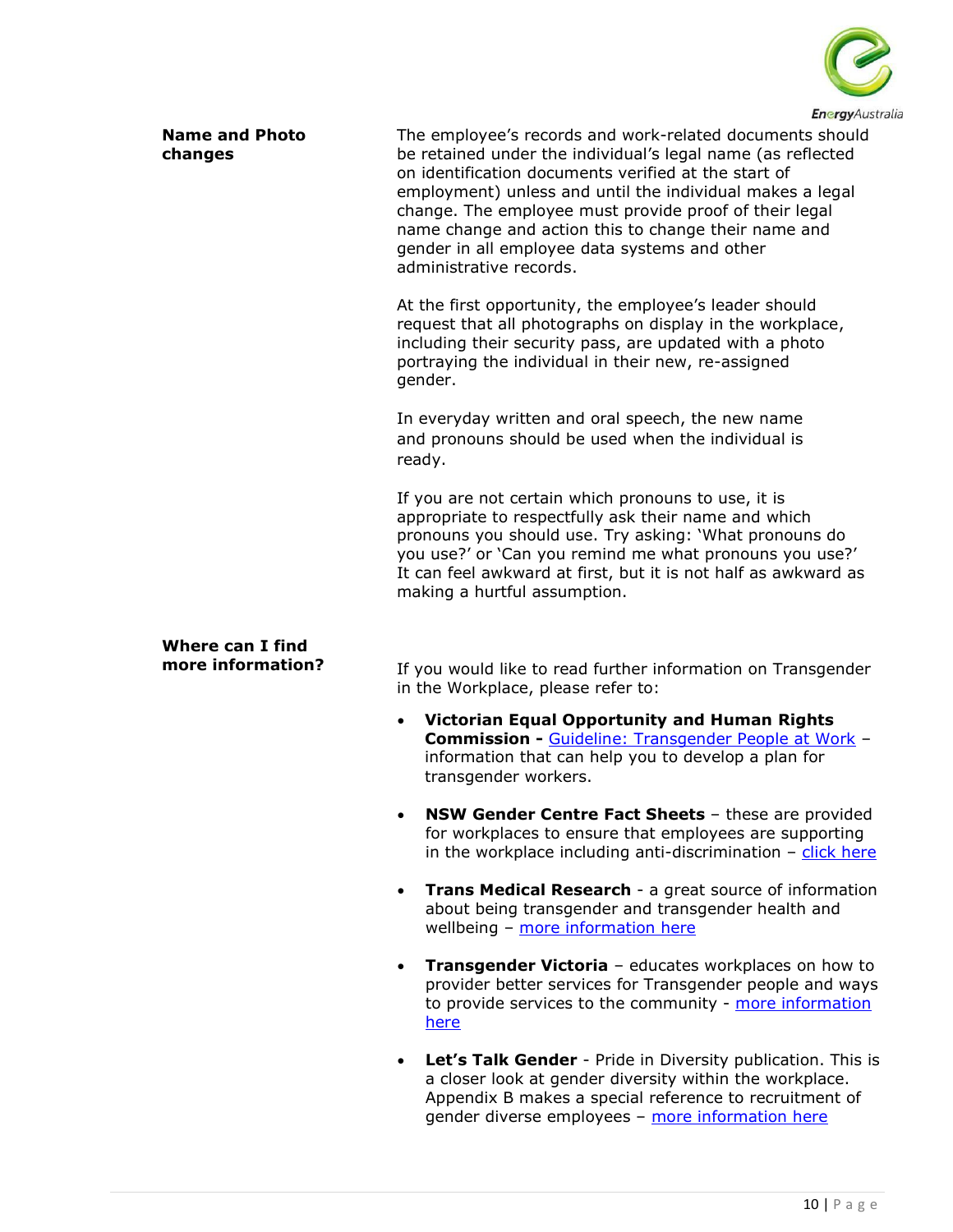**Name and Photo changes**

The employee's records and work-related documents should be retained under the individual's legal name (as reflected on identification documents verified at the start of employment) unless and until the individual makes a legal change. The employee must provide proof of their legal name change and action this to change their name and gender in all employee data systems and other administrative records.

At the first opportunity, the employee's leader should request that all photographs on display in the workplace, including their security pass, are updated with a photo portraying the individual in their new, re-assigned gender.

In everyday written and oral speech, the new name and pronouns should be used when the individual is ready.

If you are not certain which pronouns to use, it is appropriate to respectfully ask their name and which pronouns you should use. Try asking: 'What pronouns do you use?' or 'Can you remind me what pronouns you use?' It can feel awkward at first, but it is not half as awkward as making a hurtful assumption.

**Where can I find more information?**

If you would like to read further information on Transgender in the Workplace, please refer to:

- **Victorian Equal Opportunity and Human Rights Commission -** Guideline: Transgender People at Work – information that can help you to develop a plan for transgender workers.
- **NSW Gender Centre Fact Sheets** – these are provided for workplaces to ensure that employees are supporting in the workplace including anti-discrimination – click here
- **Trans Medical Research** - a great source of information about being transgender and transgender health and wellbeing – more information here
- **Transgender Victoria** – educates workplaces on how to provider better services for Transgender people and ways to provide services to the community - more information here
- **Let's Talk Gender** - Pride in Diversity publication. This is a closer look at gender diversity within the workplace. Appendix B makes a special reference to recruitment of gender diverse employees – more information here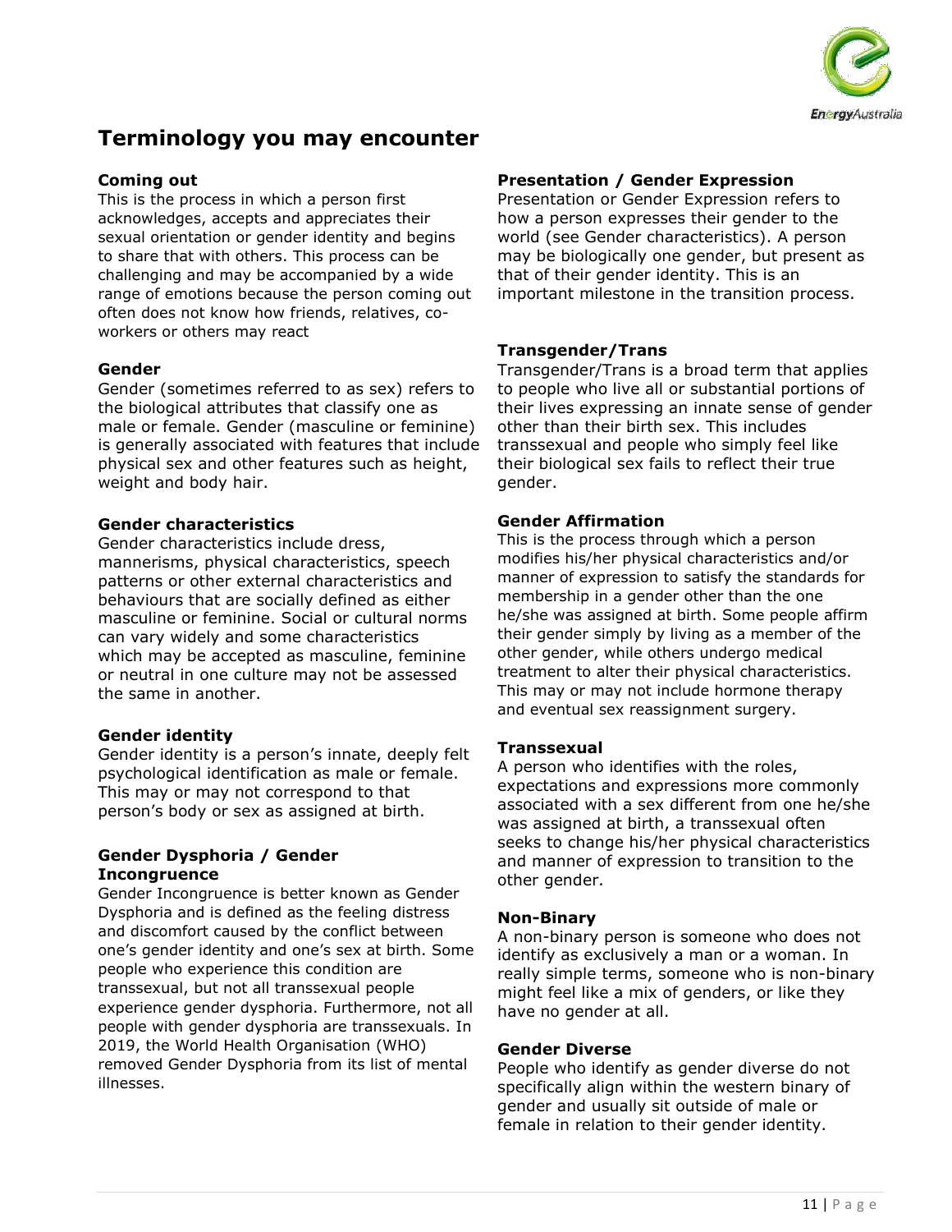## Terminology you may encounter

**Coming out**
This is the process in which a person first acknowledges, accepts and appreciates their sexual orientation or gender identity and begins to share that with others. This process can be challenging and may be accompanied by a wide range of emotions because the person coming out often does not know how friends, relatives, co-workers or others may react

**Gender**
Gender (sometimes referred to as sex) refers to the biological attributes that classify one as male or female. Gender (masculine or feminine) is generally associated with features that include physical sex and other features such as height, weight and body hair.

**Gender characteristics**
Gender characteristics include dress, mannerisms, physical characteristics, speech patterns or other external characteristics and behaviours that are socially defined as either masculine or feminine. Social or cultural norms can vary widely and some characteristics which may be accepted as masculine, feminine or neutral in one culture may not be assessed the same in another.

**Gender identity**
Gender identity is a person's innate, deeply felt psychological identification as male or female. This may or may not correspond to that person's body or sex as assigned at birth.

**Gender Dysphoria / Gender Incongruence**
Gender Incongruence is better known as Gender Dysphoria and is defined as the feeling distress and discomfort caused by the conflict between one's gender identity and one's sex at birth. Some people who experience this condition are transsexual, but not all transsexual people experience gender dysphoria. Furthermore, not all people with gender dysphoria are transsexuals. In 2019, the World Health Organisation (WHO) removed Gender Dysphoria from its list of mental illnesses.

**Presentation / Gender Expression**
Presentation or Gender Expression refers to how a person expresses their gender to the world (see Gender characteristics). A person may be biologically one gender, but present as that of their gender identity. This is an important milestone in the transition process.

**Transgender/Trans**
Transgender/Trans is a broad term that applies to people who live all or substantial portions of their lives expressing an innate sense of gender other than their birth sex. This includes transsexual and people who simply feel like their biological sex fails to reflect their true gender.

**Gender Affirmation**
This is the process through which a person modifies his/her physical characteristics and/or manner of expression to satisfy the standards for membership in a gender other than the one he/she was assigned at birth. Some people affirm their gender simply by living as a member of the other gender, while others undergo medical treatment to alter their physical characteristics. This may or may not include hormone therapy and eventual sex reassignment surgery.

**Transsexual**
A person who identifies with the roles, expectations and expressions more commonly associated with a sex different from one he/she was assigned at birth, a transsexual often seeks to change his/her physical characteristics and manner of expression to transition to the other gender.

**Non-Binary**
A non-binary person is someone who does not identify as exclusively a man or a woman. In really simple terms, someone who is non-binary might feel like a mix of genders, or like they have no gender at all.

**Gender Diverse**
People who identify as gender diverse do not specifically align within the western binary of gender and usually sit outside of male or female in relation to their gender identity.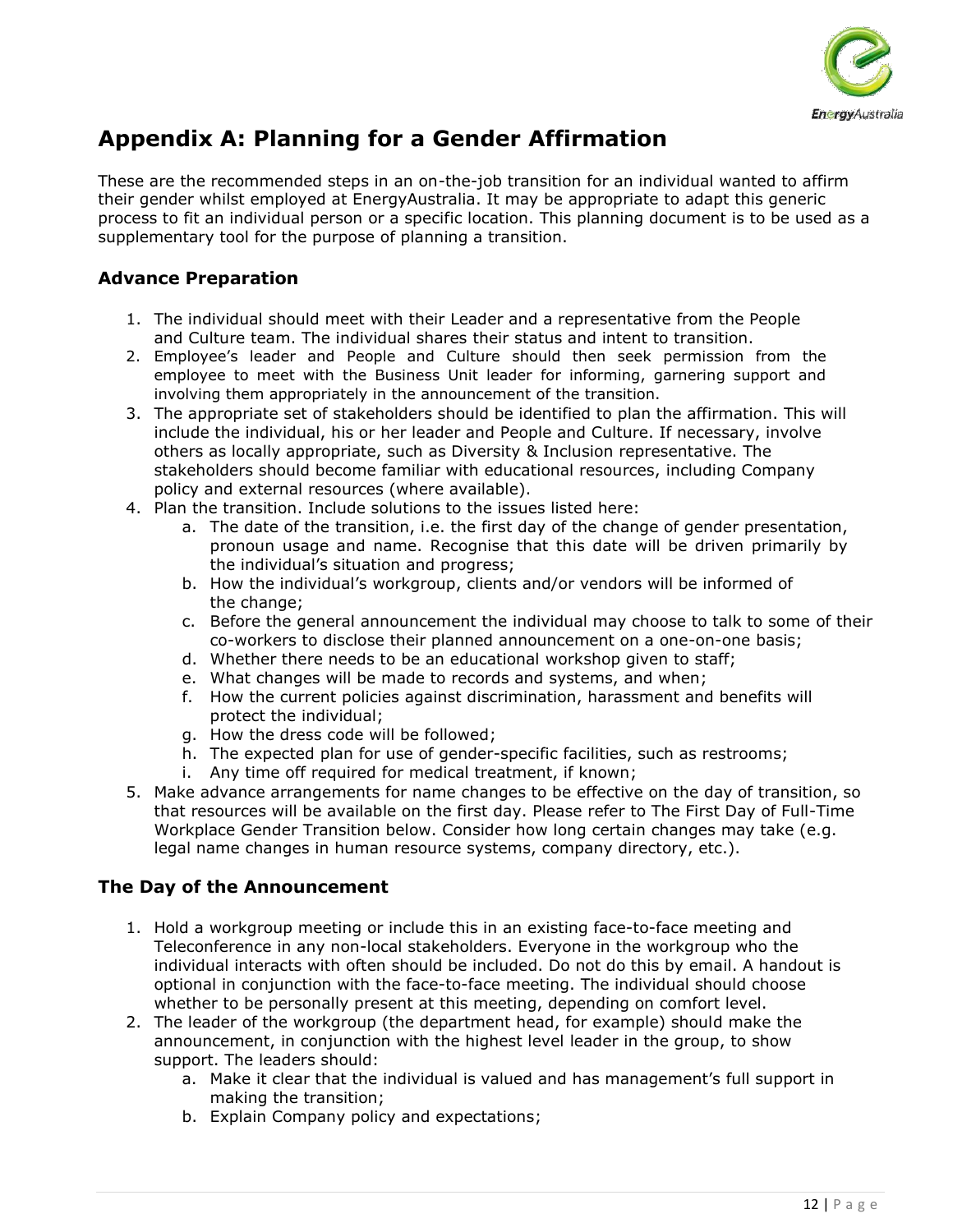# Appendix A: Planning for a Gender Affirmation

These are the recommended steps in an on-the-job transition for an individual wanted to affirm their gender whilst employed at EnergyAustralia. It may be appropriate to adapt this generic process to fit an individual person or a specific location. This planning document is to be used as a supplementary tool for the purpose of planning a transition.

## Advance Preparation

1. The individual should meet with their Leader and a representative from the People and Culture team. The individual shares their status and intent to transition.
2. Employee's leader and People and Culture should then seek permission from the employee to meet with the Business Unit leader for informing, garnering support and involving them appropriately in the announcement of the transition.
3. The appropriate set of stakeholders should be identified to plan the affirmation. This will include the individual, his or her leader and People and Culture. If necessary, involve others as locally appropriate, such as Diversity & Inclusion representative. The stakeholders should become familiar with educational resources, including Company policy and external resources (where available).
4. Plan the transition. Include solutions to the issues listed here:
   a. The date of the transition, i.e. the first day of the change of gender presentation, pronoun usage and name. Recognise that this date will be driven primarily by the individual's situation and progress;
   b. How the individual's workgroup, clients and/or vendors will be informed of the change;
   c. Before the general announcement the individual may choose to talk to some of their co-workers to disclose their planned announcement on a one-on-one basis;
   d. Whether there needs to be an educational workshop given to staff;
   e. What changes will be made to records and systems, and when;
   f. How the current policies against discrimination, harassment and benefits will protect the individual;
   g. How the dress code will be followed;
   h. The expected plan for use of gender-specific facilities, such as restrooms;
   i. Any time off required for medical treatment, if known;
5. Make advance arrangements for name changes to be effective on the day of transition, so that resources will be available on the first day. Please refer to The First Day of Full-Time Workplace Gender Transition below. Consider how long certain changes may take (e.g. legal name changes in human resource systems, company directory, etc.).

## The Day of the Announcement

1. Hold a workgroup meeting or include this in an existing face-to-face meeting and Teleconference in any non-local stakeholders. Everyone in the workgroup who the individual interacts with often should be included. Do not do this by email. A handout is optional in conjunction with the face-to-face meeting. The individual should choose whether to be personally present at this meeting, depending on comfort level.
2. The leader of the workgroup (the department head, for example) should make the announcement, in conjunction with the highest level leader in the group, to show support. The leaders should:
   a. Make it clear that the individual is valued and has management's full support in making the transition;
   b. Explain Company policy and expectations;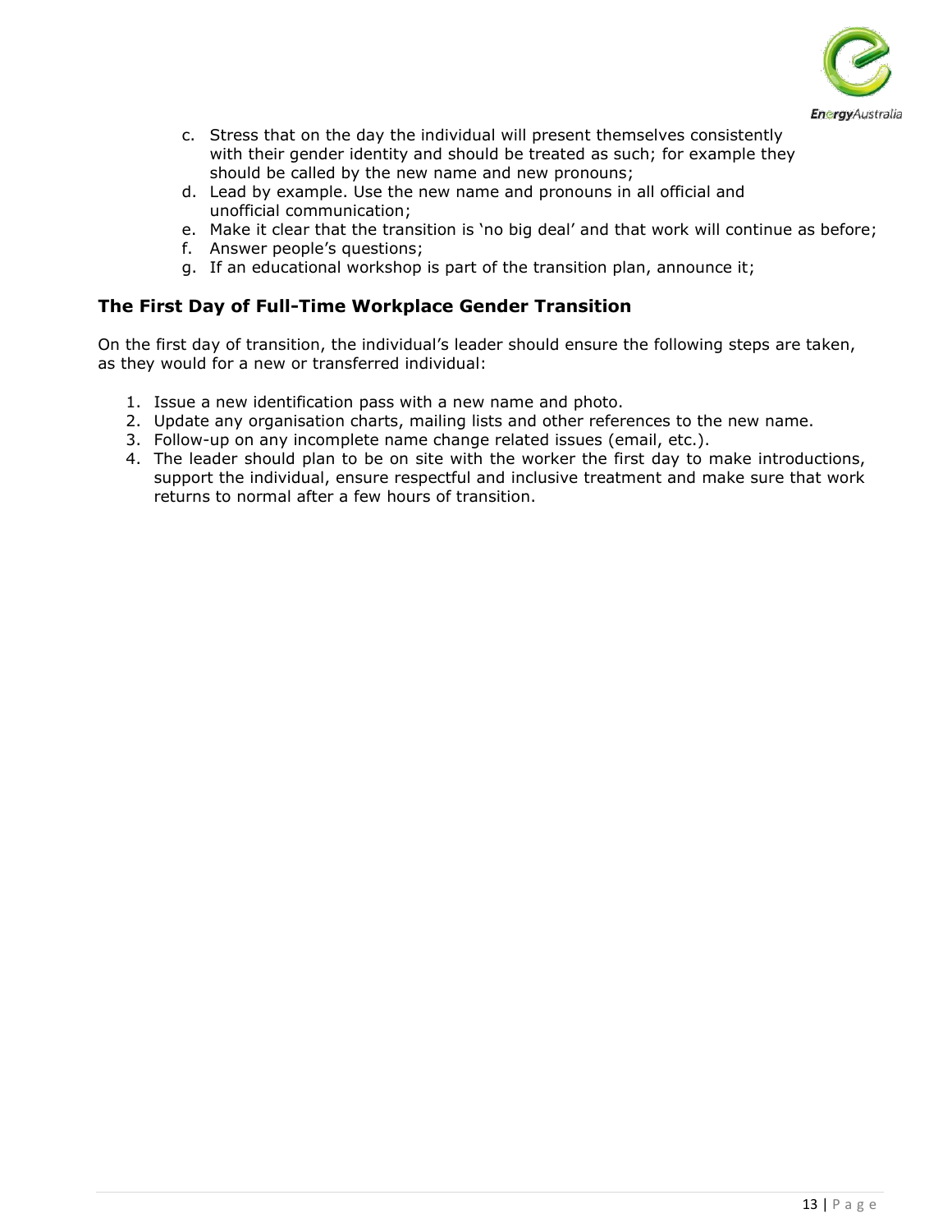c. Stress that on the day the individual will present themselves consistently with their gender identity and should be treated as such; for example they should be called by the new name and new pronouns;
d. Lead by example. Use the new name and pronouns in all official and unofficial communication;
e. Make it clear that the transition is 'no big deal' and that work will continue as before;
f. Answer people's questions;
g. If an educational workshop is part of the transition plan, announce it;

### The First Day of Full-Time Workplace Gender Transition

On the first day of transition, the individual's leader should ensure the following steps are taken, as they would for a new or transferred individual:

1. Issue a new identification pass with a new name and photo.
2. Update any organisation charts, mailing lists and other references to the new name.
3. Follow-up on any incomplete name change related issues (email, etc.).
4. The leader should plan to be on site with the worker the first day to make introductions, support the individual, ensure respectful and inclusive treatment and make sure that work returns to normal after a few hours of transition.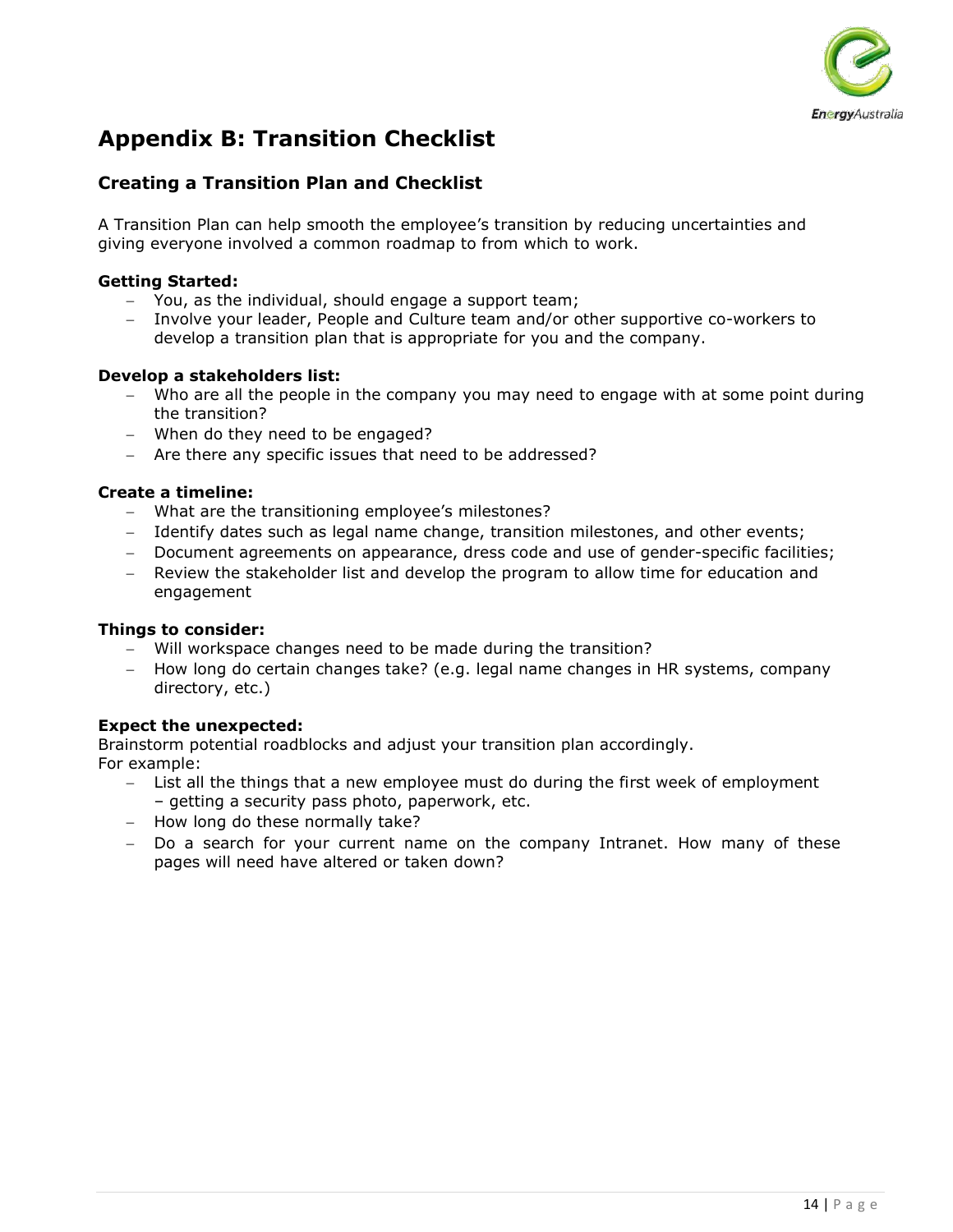# Appendix B: Transition Checklist

## Creating a Transition Plan and Checklist

A Transition Plan can help smooth the employee's transition by reducing uncertainties and giving everyone involved a common roadmap to from which to work.

**Getting Started:**

- You, as the individual, should engage a support team;
- Involve your leader, People and Culture team and/or other supportive co-workers to develop a transition plan that is appropriate for you and the company.

**Develop a stakeholders list:**

- Who are all the people in the company you may need to engage with at some point during the transition?
- When do they need to be engaged?
- Are there any specific issues that need to be addressed?

**Create a timeline:**

- What are the transitioning employee's milestones?
- Identify dates such as legal name change, transition milestones, and other events;
- Document agreements on appearance, dress code and use of gender-specific facilities;
- Review the stakeholder list and develop the program to allow time for education and engagement

**Things to consider:**

- Will workspace changes need to be made during the transition?
- How long do certain changes take? (e.g. legal name changes in HR systems, company directory, etc.)

**Expect the unexpected:**

Brainstorm potential roadblocks and adjust your transition plan accordingly.
For example:

- List all the things that a new employee must do during the first week of employment – getting a security pass photo, paperwork, etc.
- How long do these normally take?
- Do a search for your current name on the company Intranet. How many of these pages will need have altered or taken down?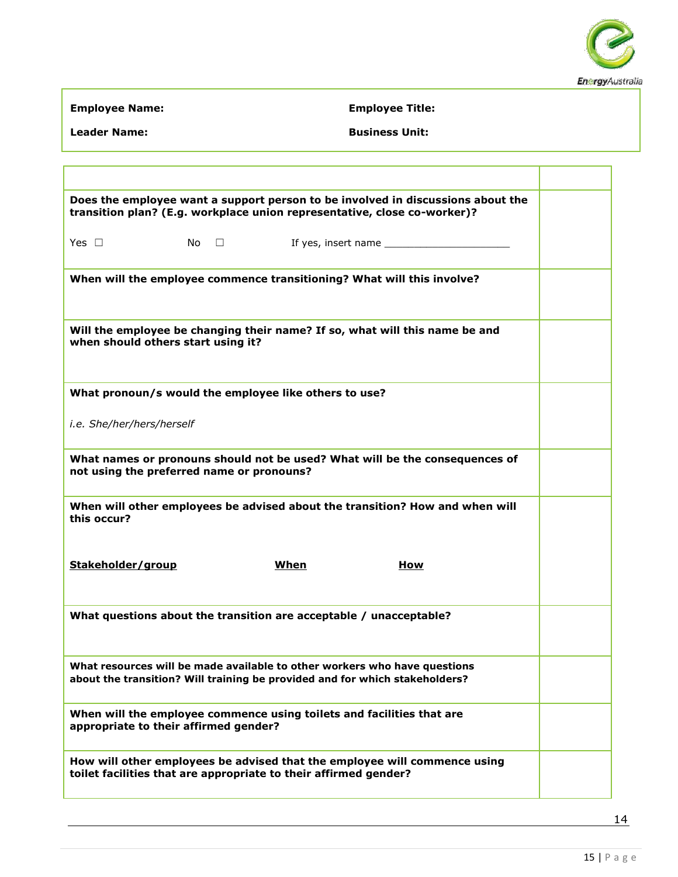| **Employee Name:** | **Employee Title:** |
| --- | --- |
| **Leader Name:** | **Business Unit:** |

| | |
| --- | --- |
| **Does the employee want a support person to be involved in discussions about the transition plan? (E.g. workplace union representative, close co-worker)?**<br><br>Yes ☐ No ☐ If yes, insert name ____________________ | |
| **When will the employee commence transitioning? What will this involve?** | |
| **Will the employee be changing their name? If so, what will this name be and when should others start using it?** | |
| **What pronoun/s would the employee like others to use?**<br><br>*i.e. She/her/hers/herself* | |
| **What names or pronouns should not be used? What will be the consequences of not using the preferred name or pronouns?** | |
| **When will other employees be advised about the transition? How and when will this occur?**<br><br>**Stakeholder/group** **When** **How** | |
| **What questions about the transition are acceptable / unacceptable?** | |
| **What resources will be made available to other workers who have questions about the transition? Will training be provided and for which stakeholders?** | |
| **When will the employee commence using toilets and facilities that are appropriate to their affirmed gender?** | |
| **How will other employees be advised that the employee will commence using toilet facilities that are appropriate to their affirmed gender?** | |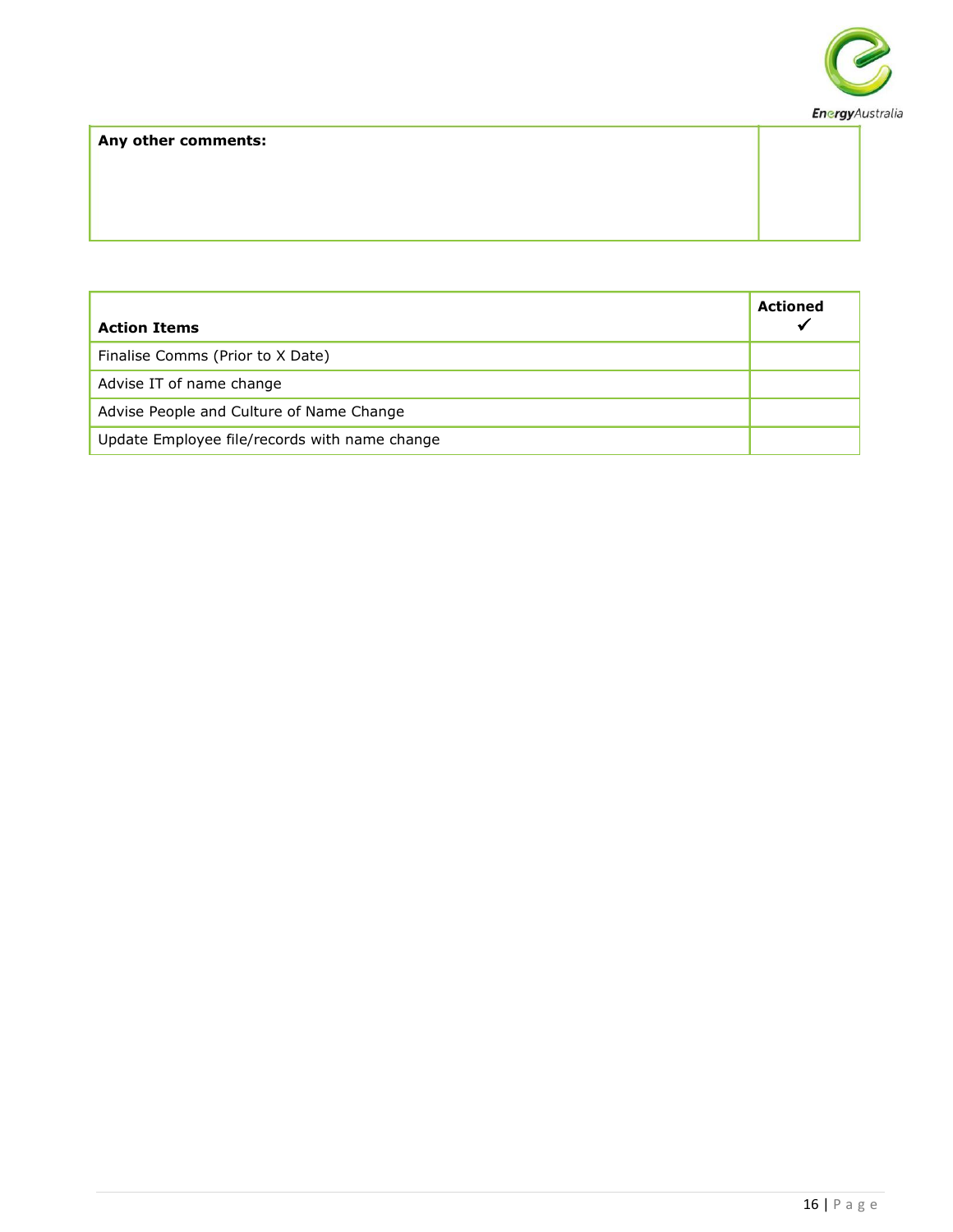| Any other comments: | |
|---|---|
| | |

| Action Items | Actioned ✓ |
|---|---|
| Finalise Comms (Prior to X Date) | |
| Advise IT of name change | |
| Advise People and Culture of Name Change | |
| Update Employee file/records with name change | |